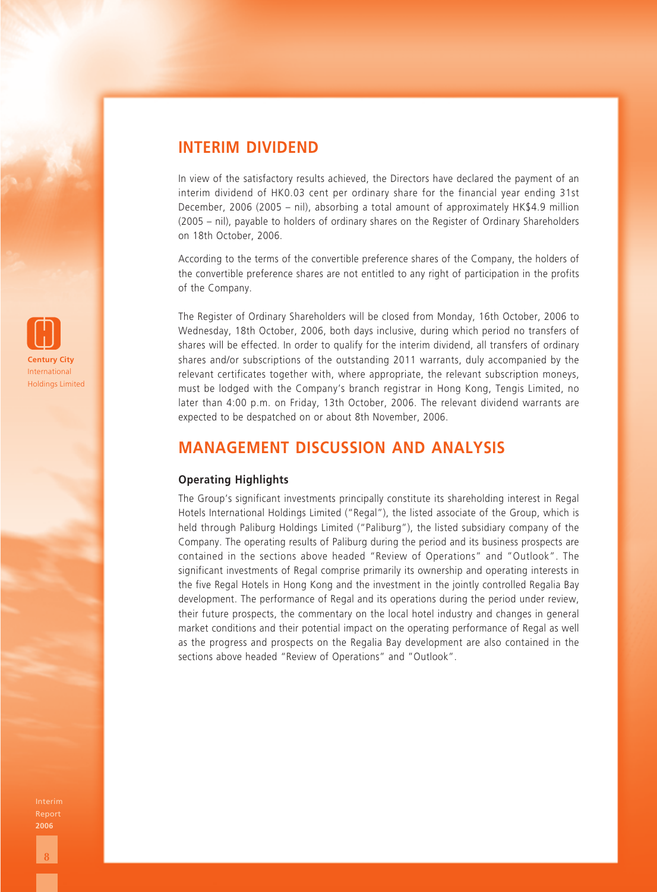## INTERIM DIVIDEND

In view of the satisfactory results achieved, the Directors have declared the payment of an interim dividend of HK0.03 cent per ordinary share for the financial year ending 31st December, 2006 (2005 – nil), absorbing a total amount of approximately HK$4.9 million (2005 – nil), payable to holders of ordinary shares on the Register of Ordinary Shareholders on 18th October, 2006.

According to the terms of the convertible preference shares of the Company, the holders of the convertible preference shares are not entitled to any right of participation in the profits of the Company.

The Register of Ordinary Shareholders will be closed from Monday, 16th October, 2006 to Wednesday, 18th October, 2006, both days inclusive, during which period no transfers of shares will be effected. In order to qualify for the interim dividend, all transfers of ordinary shares and/or subscriptions of the outstanding 2011 warrants, duly accompanied by the relevant certificates together with, where appropriate, the relevant subscription moneys, must be lodged with the Company's branch registrar in Hong Kong, Tengis Limited, no later than 4:00 p.m. on Friday, 13th October, 2006. The relevant dividend warrants are expected to be despatched on or about 8th November, 2006.

## MANAGEMENT DISCUSSION AND ANALYSIS

### Operating Highlights

The Group's significant investments principally constitute its shareholding interest in Regal Hotels International Holdings Limited ("Regal"), the listed associate of the Group, which is held through Paliburg Holdings Limited ("Paliburg"), the listed subsidiary company of the Company. The operating results of Paliburg during the period and its business prospects are contained in the sections above headed "Review of Operations" and "Outlook". The significant investments of Regal comprise primarily its ownership and operating interests in the five Regal Hotels in Hong Kong and the investment in the jointly controlled Regalia Bay development. The performance of Regal and its operations during the period under review, their future prospects, the commentary on the local hotel industry and changes in general market conditions and their potential impact on the operating performance of Regal as well as the progress and prospects on the Regalia Bay development are also contained in the sections above headed "Review of Operations" and "Outlook".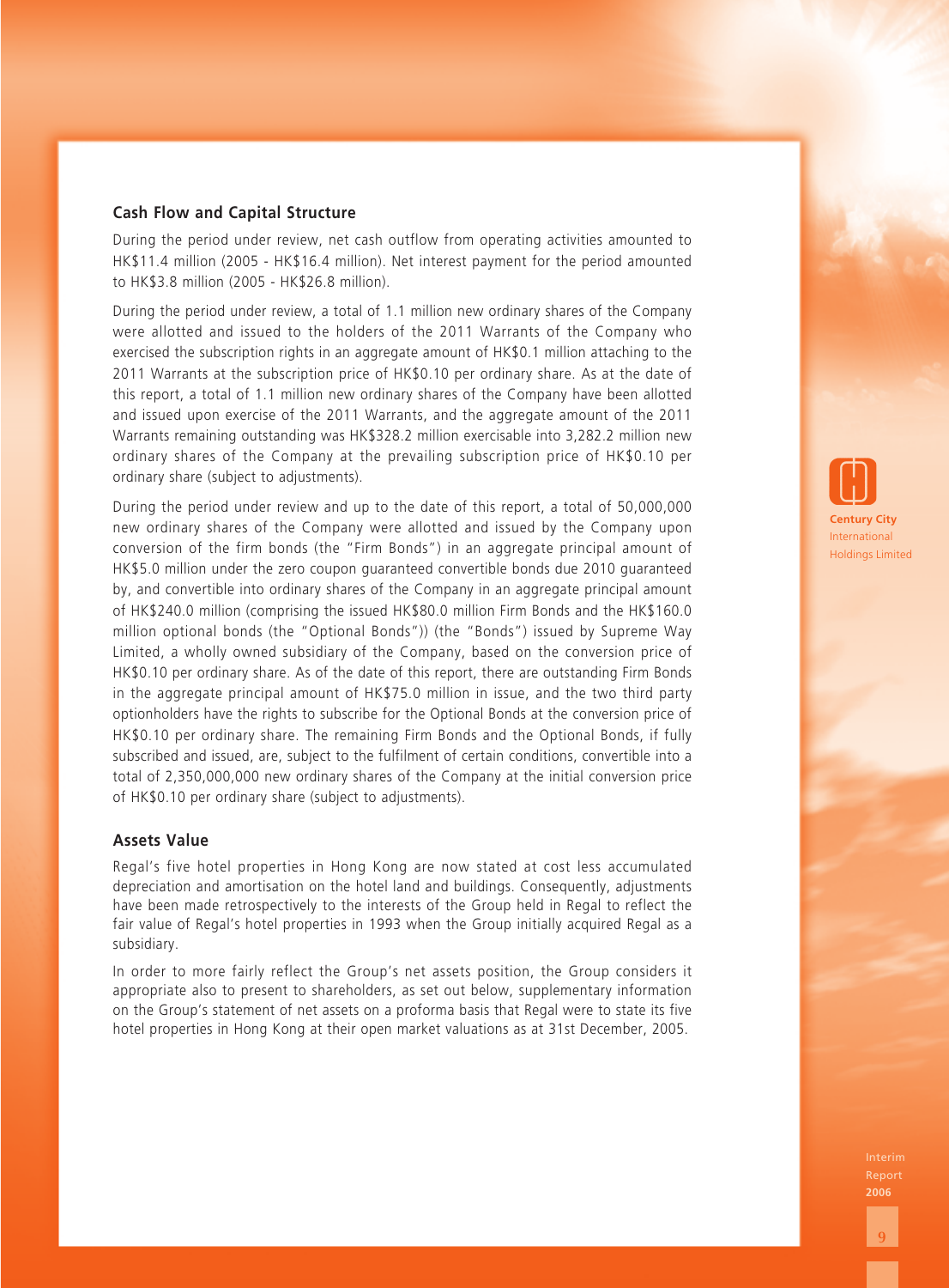## Cash Flow and Capital Structure

During the period under review, net cash outflow from operating activities amounted to HK$11.4 million (2005 - HK$16.4 million). Net interest payment for the period amounted to HK$3.8 million (2005 - HK$26.8 million).

During the period under review, a total of 1.1 million new ordinary shares of the Company were allotted and issued to the holders of the 2011 Warrants of the Company who exercised the subscription rights in an aggregate amount of HK$0.1 million attaching to the 2011 Warrants at the subscription price of HK$0.10 per ordinary share. As at the date of this report, a total of 1.1 million new ordinary shares of the Company have been allotted and issued upon exercise of the 2011 Warrants, and the aggregate amount of the 2011 Warrants remaining outstanding was HK$328.2 million exercisable into 3,282.2 million new ordinary shares of the Company at the prevailing subscription price of HK$0.10 per ordinary share (subject to adjustments).

During the period under review and up to the date of this report, a total of 50,000,000 new ordinary shares of the Company were allotted and issued by the Company upon conversion of the firm bonds (the "Firm Bonds") in an aggregate principal amount of HK$5.0 million under the zero coupon guaranteed convertible bonds due 2010 guaranteed by, and convertible into ordinary shares of the Company in an aggregate principal amount of HK$240.0 million (comprising the issued HK$80.0 million Firm Bonds and the HK$160.0 million optional bonds (the "Optional Bonds")) (the "Bonds") issued by Supreme Way Limited, a wholly owned subsidiary of the Company, based on the conversion price of HK$0.10 per ordinary share. As of the date of this report, there are outstanding Firm Bonds in the aggregate principal amount of HK$75.0 million in issue, and the two third party optionholders have the rights to subscribe for the Optional Bonds at the conversion price of HK$0.10 per ordinary share. The remaining Firm Bonds and the Optional Bonds, if fully subscribed and issued, are, subject to the fulfilment of certain conditions, convertible into a total of 2,350,000,000 new ordinary shares of the Company at the initial conversion price of HK$0.10 per ordinary share (subject to adjustments).

## Assets Value

Regal's five hotel properties in Hong Kong are now stated at cost less accumulated depreciation and amortisation on the hotel land and buildings. Consequently, adjustments have been made retrospectively to the interests of the Group held in Regal to reflect the fair value of Regal's hotel properties in 1993 when the Group initially acquired Regal as a subsidiary.

In order to more fairly reflect the Group's net assets position, the Group considers it appropriate also to present to shareholders, as set out below, supplementary information on the Group's statement of net assets on a proforma basis that Regal were to state its five hotel properties in Hong Kong at their open market valuations as at 31st December, 2005.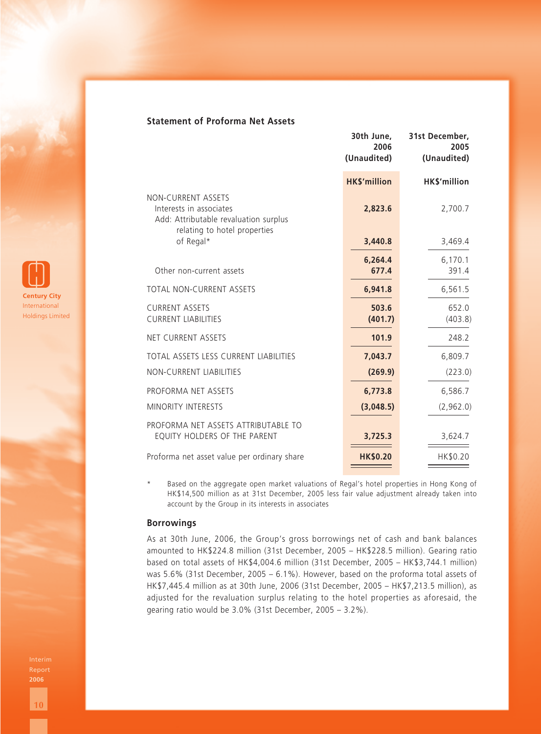## Statement of Proforma Net Assets

| | 30th June, 2006 (Unaudited) | 31st December, 2005 (Unaudited) |
|---|---|---|
| | **HK$'million** | **HK$'million** |
| NON-CURRENT ASSETS | | |
| Interests in associates | **2,823.6** | 2,700.7 |
| Add: Attributable revaluation surplus relating to hotel properties of Regal* | **3,440.8** | 3,469.4 |
| | **6,264.4** | 6,170.1 |
| Other non-current assets | **677.4** | 391.4 |
| TOTAL NON-CURRENT ASSETS | **6,941.8** | 6,561.5 |
| CURRENT ASSETS | **503.6** | 652.0 |
| CURRENT LIABILITIES | **(401.7)** | (403.8) |
| NET CURRENT ASSETS | **101.9** | 248.2 |
| TOTAL ASSETS LESS CURRENT LIABILITIES | **7,043.7** | 6,809.7 |
| NON-CURRENT LIABILITIES | **(269.9)** | (223.0) |
| PROFORMA NET ASSETS | **6,773.8** | 6,586.7 |
| MINORITY INTERESTS | **(3,048.5)** | (2,962.0) |
| PROFORMA NET ASSETS ATTRIBUTABLE TO EQUITY HOLDERS OF THE PARENT | **3,725.3** | 3,624.7 |
| Proforma net asset value per ordinary share | **HK$0.20** | HK$0.20 |

\* Based on the aggregate open market valuations of Regal's hotel properties in Hong Kong of HK$14,500 million as at 31st December, 2005 less fair value adjustment already taken into account by the Group in its interests in associates

### Borrowings

As at 30th June, 2006, the Group's gross borrowings net of cash and bank balances amounted to HK$224.8 million (31st December, 2005 – HK$228.5 million). Gearing ratio based on total assets of HK$4,004.6 million (31st December, 2005 – HK$3,744.1 million) was 5.6% (31st December, 2005 – 6.1%). However, based on the proforma total assets of HK$7,445.4 million as at 30th June, 2006 (31st December, 2005 – HK$7,213.5 million), as adjusted for the revaluation surplus relating to the hotel properties as aforesaid, the gearing ratio would be 3.0% (31st December, 2005 – 3.2%).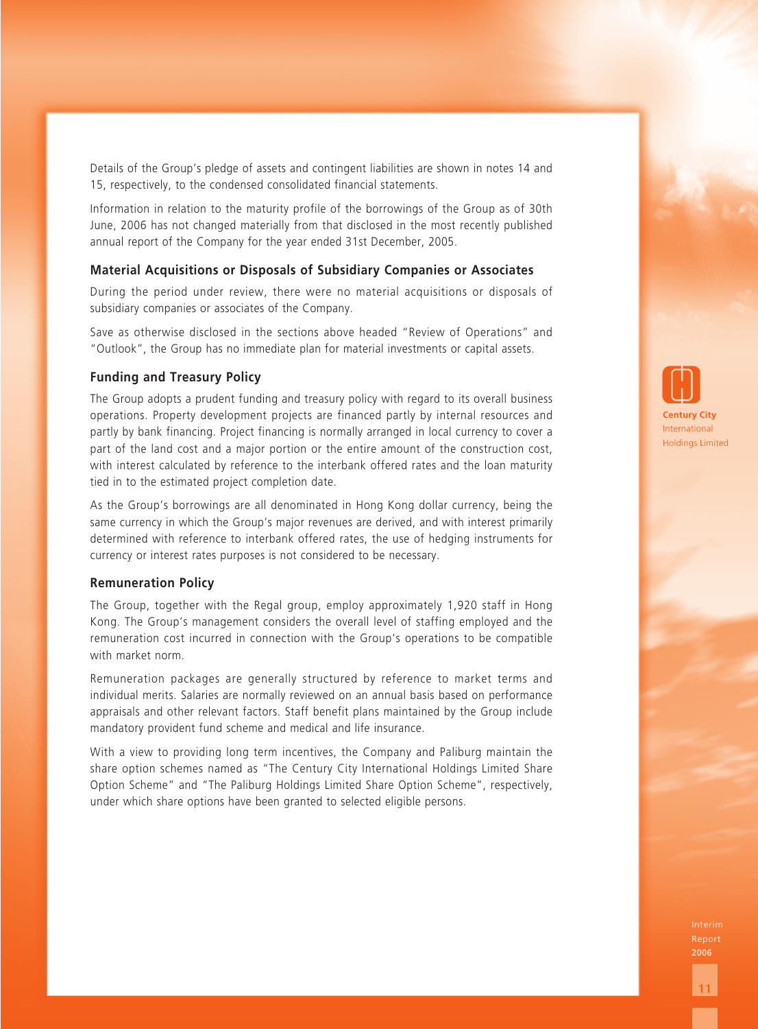Details of the Group's pledge of assets and contingent liabilities are shown in notes 14 and 15, respectively, to the condensed consolidated financial statements.

Information in relation to the maturity profile of the borrowings of the Group as of 30th June, 2006 has not changed materially from that disclosed in the most recently published annual report of the Company for the year ended 31st December, 2005.

### Material Acquisitions or Disposals of Subsidiary Companies or Associates

During the period under review, there were no material acquisitions or disposals of subsidiary companies or associates of the Company.

Save as otherwise disclosed in the sections above headed "Review of Operations" and "Outlook", the Group has no immediate plan for material investments or capital assets.

### Funding and Treasury Policy

The Group adopts a prudent funding and treasury policy with regard to its overall business operations. Property development projects are financed partly by internal resources and partly by bank financing. Project financing is normally arranged in local currency to cover a part of the land cost and a major portion or the entire amount of the construction cost, with interest calculated by reference to the interbank offered rates and the loan maturity tied in to the estimated project completion date.

As the Group's borrowings are all denominated in Hong Kong dollar currency, being the same currency in which the Group's major revenues are derived, and with interest primarily determined with reference to interbank offered rates, the use of hedging instruments for currency or interest rates purposes is not considered to be necessary.

### Remuneration Policy

The Group, together with the Regal group, employ approximately 1,920 staff in Hong Kong. The Group's management considers the overall level of staffing employed and the remuneration cost incurred in connection with the Group's operations to be compatible with market norm.

Remuneration packages are generally structured by reference to market terms and individual merits. Salaries are normally reviewed on an annual basis based on performance appraisals and other relevant factors. Staff benefit plans maintained by the Group include mandatory provident fund scheme and medical and life insurance.

With a view to providing long term incentives, the Company and Paliburg maintain the share option schemes named as "The Century City International Holdings Limited Share Option Scheme" and "The Paliburg Holdings Limited Share Option Scheme", respectively, under which share options have been granted to selected eligible persons.